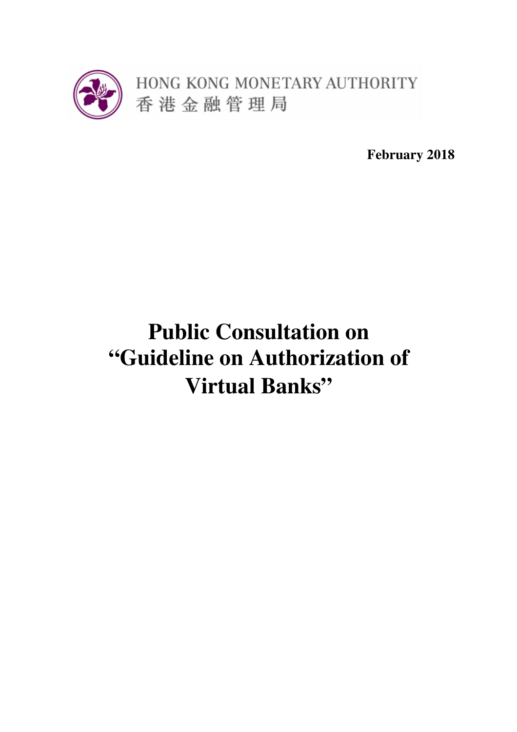HONG KONG MONETARY AUTHORITY
香港金融管理局

**February 2018**

# Public Consultation on "Guideline on Authorization of Virtual Banks"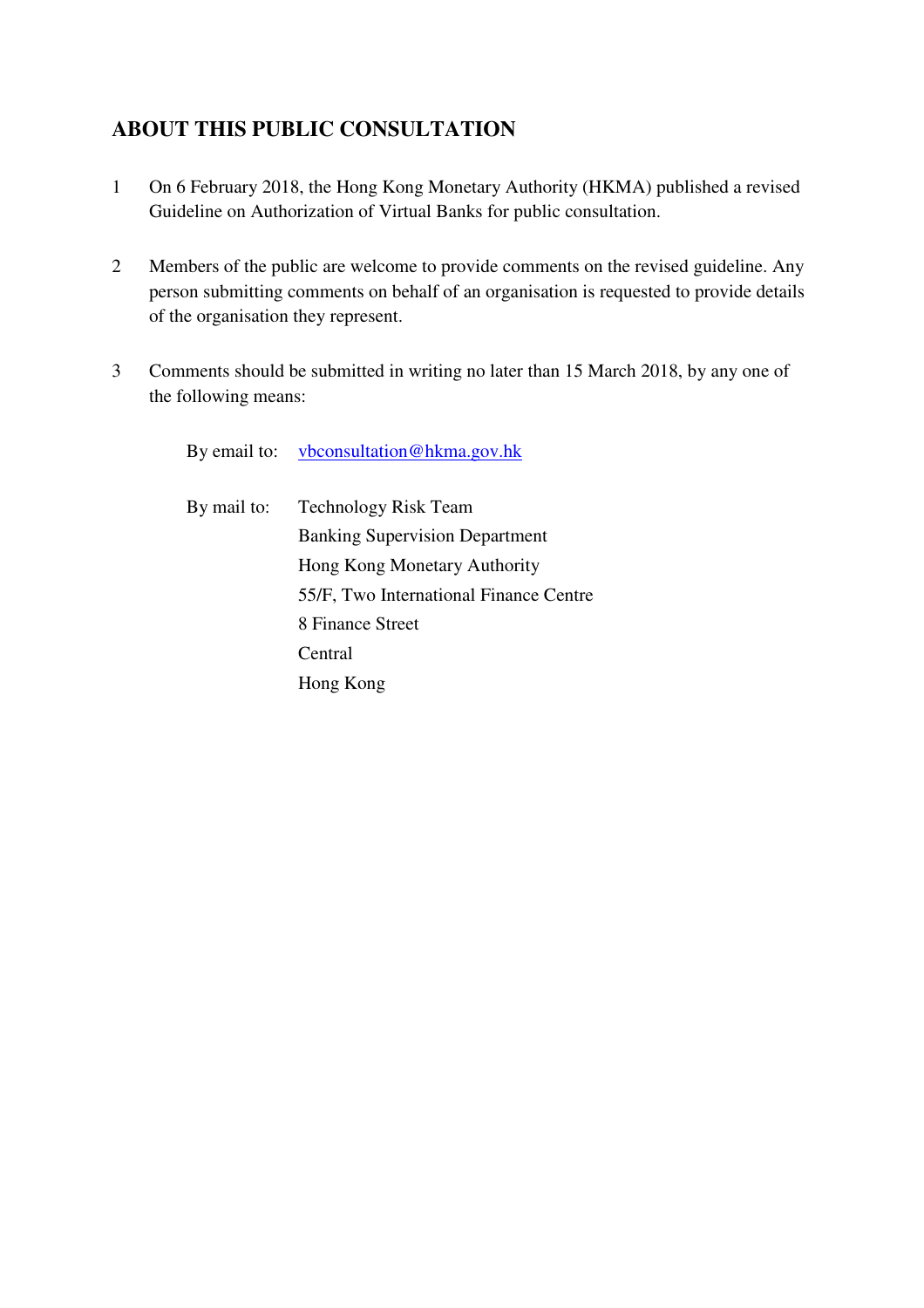## ABOUT THIS PUBLIC CONSULTATION

1 On 6 February 2018, the Hong Kong Monetary Authority (HKMA) published a revised Guideline on Authorization of Virtual Banks for public consultation.

2 Members of the public are welcome to provide comments on the revised guideline. Any person submitting comments on behalf of an organisation is requested to provide details of the organisation they represent.

3 Comments should be submitted in writing no later than 15 March 2018, by any one of the following means:

By email to: vbconsultation@hkma.gov.hk

By mail to: Technology Risk Team  
Banking Supervision Department  
Hong Kong Monetary Authority  
55/F, Two International Finance Centre  
8 Finance Street  
Central  
Hong Kong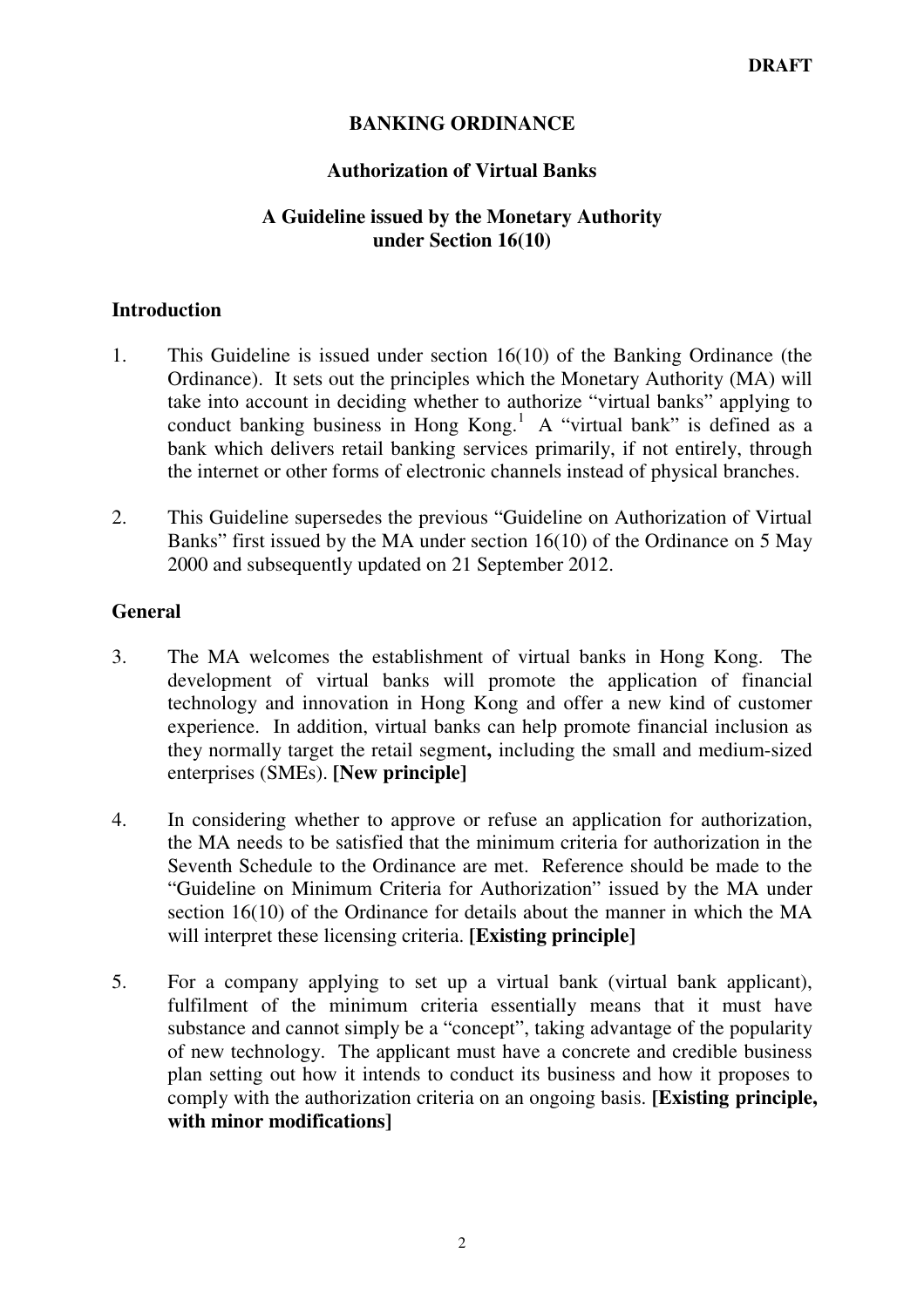**DRAFT**

# BANKING ORDINANCE

## Authorization of Virtual Banks

## A Guideline issued by the Monetary Authority under Section 16(10)

### Introduction

1. This Guideline is issued under section 16(10) of the Banking Ordinance (the Ordinance). It sets out the principles which the Monetary Authority (MA) will take into account in deciding whether to authorize "virtual banks" applying to conduct banking business in Hong Kong.[1] A "virtual bank" is defined as a bank which delivers retail banking services primarily, if not entirely, through the internet or other forms of electronic channels instead of physical branches.

2. This Guideline supersedes the previous "Guideline on Authorization of Virtual Banks" first issued by the MA under section 16(10) of the Ordinance on 5 May 2000 and subsequently updated on 21 September 2012.

### General

3. The MA welcomes the establishment of virtual banks in Hong Kong. The development of virtual banks will promote the application of financial technology and innovation in Hong Kong and offer a new kind of customer experience. In addition, virtual banks can help promote financial inclusion as they normally target the retail segment**,** including the small and medium-sized enterprises (SMEs). **[New principle]**

4. In considering whether to approve or refuse an application for authorization, the MA needs to be satisfied that the minimum criteria for authorization in the Seventh Schedule to the Ordinance are met. Reference should be made to the "Guideline on Minimum Criteria for Authorization" issued by the MA under section 16(10) of the Ordinance for details about the manner in which the MA will interpret these licensing criteria. **[Existing principle]**

5. For a company applying to set up a virtual bank (virtual bank applicant), fulfilment of the minimum criteria essentially means that it must have substance and cannot simply be a "concept", taking advantage of the popularity of new technology. The applicant must have a concrete and credible business plan setting out how it intends to conduct its business and how it proposes to comply with the authorization criteria on an ongoing basis. **[Existing principle, with minor modifications]**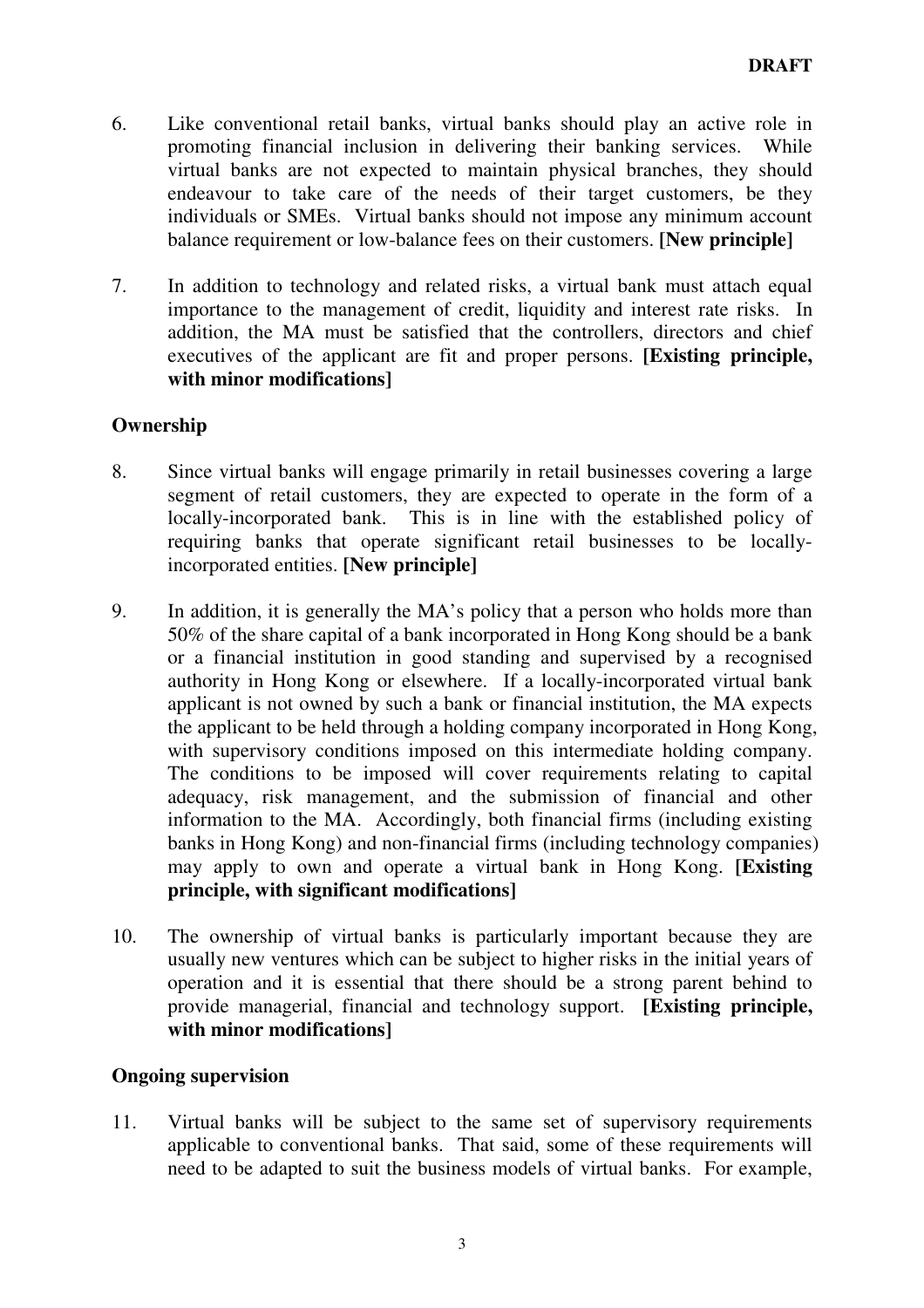6. Like conventional retail banks, virtual banks should play an active role in promoting financial inclusion in delivering their banking services. While virtual banks are not expected to maintain physical branches, they should endeavour to take care of the needs of their target customers, be they individuals or SMEs. Virtual banks should not impose any minimum account balance requirement or low-balance fees on their customers. **[New principle]**

7. In addition to technology and related risks, a virtual bank must attach equal importance to the management of credit, liquidity and interest rate risks. In addition, the MA must be satisfied that the controllers, directors and chief executives of the applicant are fit and proper persons. **[Existing principle, with minor modifications]**

### Ownership

8. Since virtual banks will engage primarily in retail businesses covering a large segment of retail customers, they are expected to operate in the form of a locally-incorporated bank. This is in line with the established policy of requiring banks that operate significant retail businesses to be locally-incorporated entities. **[New principle]**

9. In addition, it is generally the MA's policy that a person who holds more than 50% of the share capital of a bank incorporated in Hong Kong should be a bank or a financial institution in good standing and supervised by a recognised authority in Hong Kong or elsewhere. If a locally-incorporated virtual bank applicant is not owned by such a bank or financial institution, the MA expects the applicant to be held through a holding company incorporated in Hong Kong, with supervisory conditions imposed on this intermediate holding company. The conditions to be imposed will cover requirements relating to capital adequacy, risk management, and the submission of financial and other information to the MA. Accordingly, both financial firms (including existing banks in Hong Kong) and non-financial firms (including technology companies) may apply to own and operate a virtual bank in Hong Kong. **[Existing principle, with significant modifications]**

10. The ownership of virtual banks is particularly important because they are usually new ventures which can be subject to higher risks in the initial years of operation and it is essential that there should be a strong parent behind to provide managerial, financial and technology support. **[Existing principle, with minor modifications]**

### Ongoing supervision

11. Virtual banks will be subject to the same set of supervisory requirements applicable to conventional banks. That said, some of these requirements will need to be adapted to suit the business models of virtual banks. For example,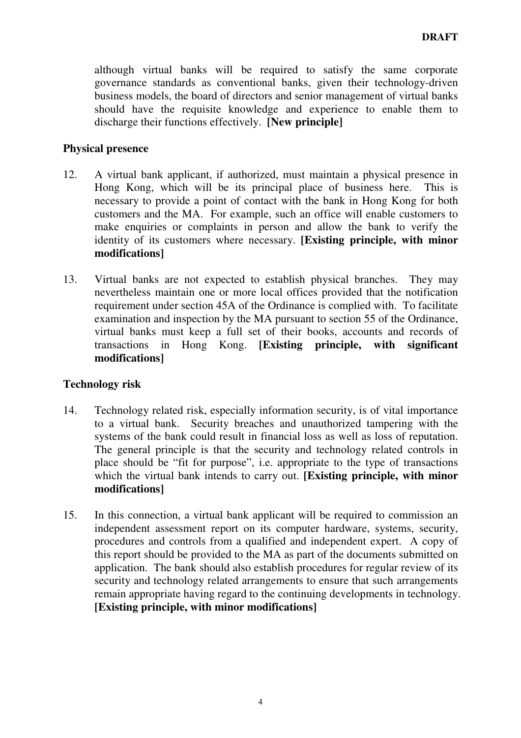although virtual banks will be required to satisfy the same corporate governance standards as conventional banks, given their technology-driven business models, the board of directors and senior management of virtual banks should have the requisite knowledge and experience to enable them to discharge their functions effectively. **[New principle]**

**Physical presence**

12. A virtual bank applicant, if authorized, must maintain a physical presence in Hong Kong, which will be its principal place of business here. This is necessary to provide a point of contact with the bank in Hong Kong for both customers and the MA. For example, such an office will enable customers to make enquiries or complaints in person and allow the bank to verify the identity of its customers where necessary. **[Existing principle, with minor modifications]**

13. Virtual banks are not expected to establish physical branches. They may nevertheless maintain one or more local offices provided that the notification requirement under section 45A of the Ordinance is complied with. To facilitate examination and inspection by the MA pursuant to section 55 of the Ordinance, virtual banks must keep a full set of their books, accounts and records of transactions in Hong Kong. **[Existing principle, with significant modifications]**

**Technology risk**

14. Technology related risk, especially information security, is of vital importance to a virtual bank. Security breaches and unauthorized tampering with the systems of the bank could result in financial loss as well as loss of reputation. The general principle is that the security and technology related controls in place should be "fit for purpose", i.e. appropriate to the type of transactions which the virtual bank intends to carry out. **[Existing principle, with minor modifications]**

15. In this connection, a virtual bank applicant will be required to commission an independent assessment report on its computer hardware, systems, security, procedures and controls from a qualified and independent expert. A copy of this report should be provided to the MA as part of the documents submitted on application. The bank should also establish procedures for regular review of its security and technology related arrangements to ensure that such arrangements remain appropriate having regard to the continuing developments in technology. **[Existing principle, with minor modifications]**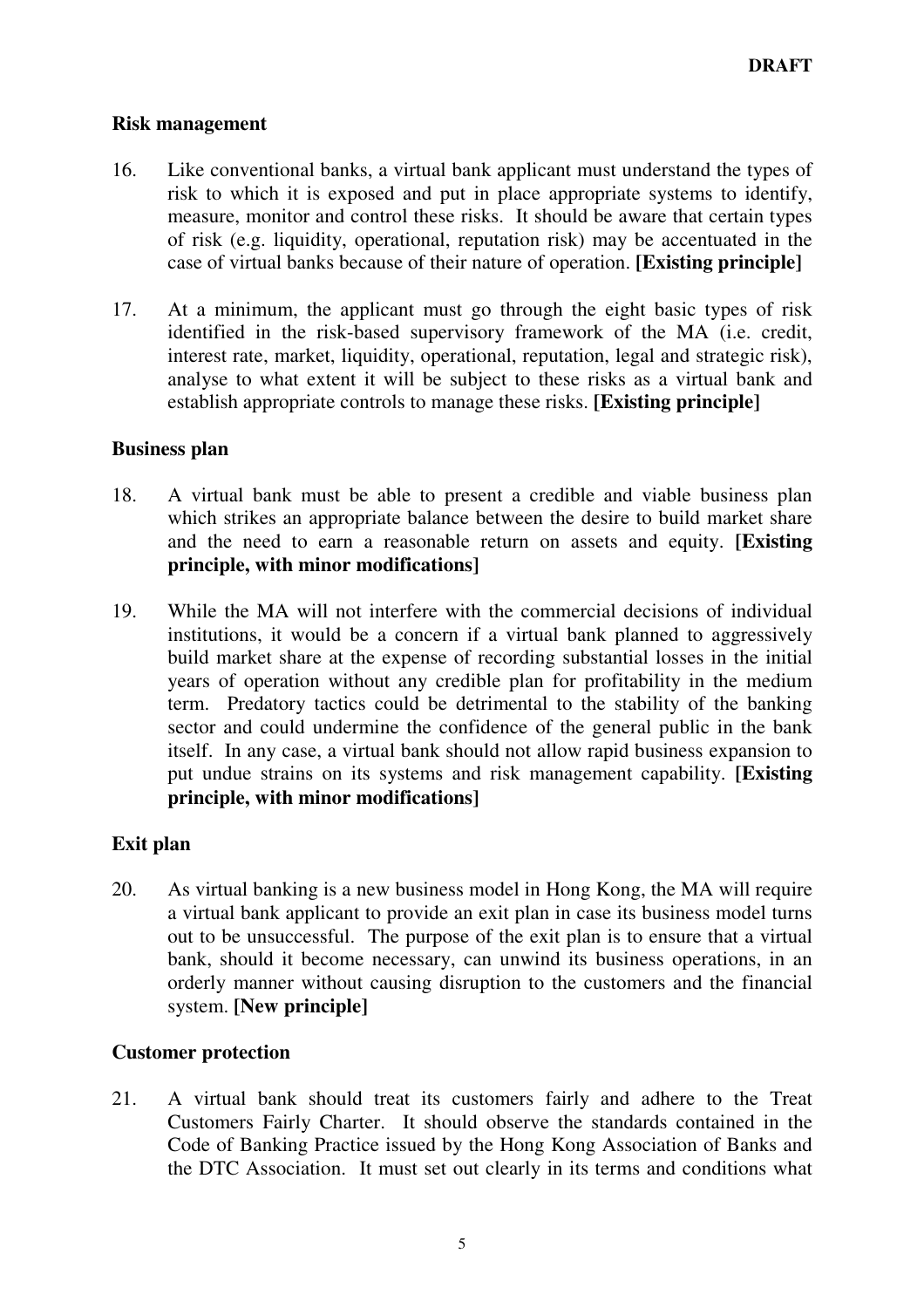### Risk management

16. Like conventional banks, a virtual bank applicant must understand the types of risk to which it is exposed and put in place appropriate systems to identify, measure, monitor and control these risks. It should be aware that certain types of risk (e.g. liquidity, operational, reputation risk) may be accentuated in the case of virtual banks because of their nature of operation. **[Existing principle]**

17. At a minimum, the applicant must go through the eight basic types of risk identified in the risk-based supervisory framework of the MA (i.e. credit, interest rate, market, liquidity, operational, reputation, legal and strategic risk), analyse to what extent it will be subject to these risks as a virtual bank and establish appropriate controls to manage these risks. **[Existing principle]**

### Business plan

18. A virtual bank must be able to present a credible and viable business plan which strikes an appropriate balance between the desire to build market share and the need to earn a reasonable return on assets and equity. **[Existing principle, with minor modifications]**

19. While the MA will not interfere with the commercial decisions of individual institutions, it would be a concern if a virtual bank planned to aggressively build market share at the expense of recording substantial losses in the initial years of operation without any credible plan for profitability in the medium term. Predatory tactics could be detrimental to the stability of the banking sector and could undermine the confidence of the general public in the bank itself. In any case, a virtual bank should not allow rapid business expansion to put undue strains on its systems and risk management capability. **[Existing principle, with minor modifications]**

### Exit plan

20. As virtual banking is a new business model in Hong Kong, the MA will require a virtual bank applicant to provide an exit plan in case its business model turns out to be unsuccessful. The purpose of the exit plan is to ensure that a virtual bank, should it become necessary, can unwind its business operations, in an orderly manner without causing disruption to the customers and the financial system. **[New principle]**

### Customer protection

21. A virtual bank should treat its customers fairly and adhere to the Treat Customers Fairly Charter. It should observe the standards contained in the Code of Banking Practice issued by the Hong Kong Association of Banks and the DTC Association. It must set out clearly in its terms and conditions what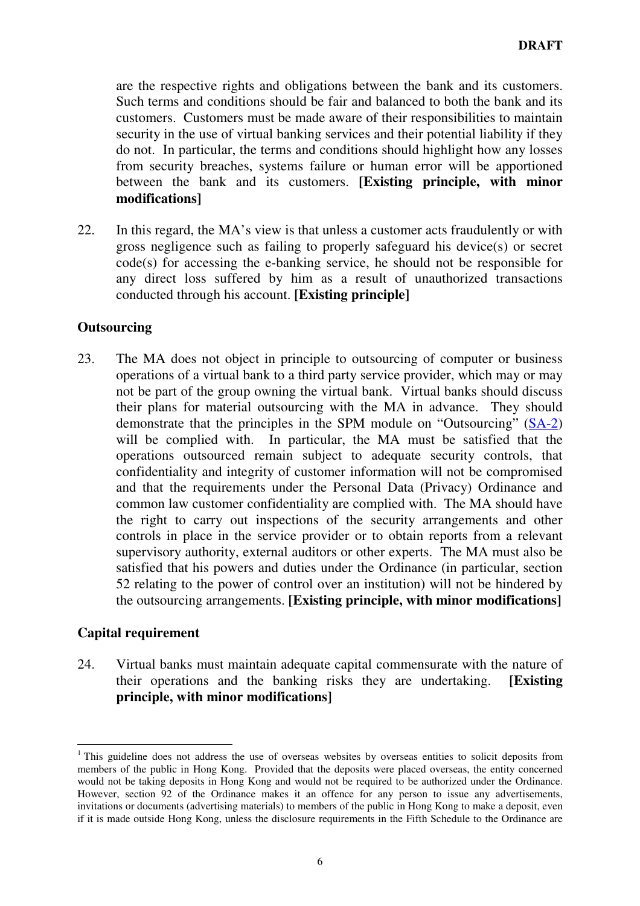are the respective rights and obligations between the bank and its customers. Such terms and conditions should be fair and balanced to both the bank and its customers. Customers must be made aware of their responsibilities to maintain security in the use of virtual banking services and their potential liability if they do not. In particular, the terms and conditions should highlight how any losses from security breaches, systems failure or human error will be apportioned between the bank and its customers. **[Existing principle, with minor modifications]**

22. In this regard, the MA's view is that unless a customer acts fraudulently or with gross negligence such as failing to properly safeguard his device(s) or secret code(s) for accessing the e-banking service, he should not be responsible for any direct loss suffered by him as a result of unauthorized transactions conducted through his account. **[Existing principle]**

**Outsourcing**

23. The MA does not object in principle to outsourcing of computer or business operations of a virtual bank to a third party service provider, which may or may not be part of the group owning the virtual bank. Virtual banks should discuss their plans for material outsourcing with the MA in advance. They should demonstrate that the principles in the SPM module on "Outsourcing" (SA-2) will be complied with. In particular, the MA must be satisfied that the operations outsourced remain subject to adequate security controls, that confidentiality and integrity of customer information will not be compromised and that the requirements under the Personal Data (Privacy) Ordinance and common law customer confidentiality are complied with. The MA should have the right to carry out inspections of the security arrangements and other controls in place in the service provider or to obtain reports from a relevant supervisory authority, external auditors or other experts. The MA must also be satisfied that his powers and duties under the Ordinance (in particular, section 52 relating to the power of control over an institution) will not be hindered by the outsourcing arrangements. **[Existing principle, with minor modifications]**

**Capital requirement**

24. Virtual banks must maintain adequate capital commensurate with the nature of their operations and the banking risks they are undertaking. **[Existing principle, with minor modifications]**

[1] This guideline does not address the use of overseas websites by overseas entities to solicit deposits from members of the public in Hong Kong. Provided that the deposits were placed overseas, the entity concerned would not be taking deposits in Hong Kong and would not be required to be authorized under the Ordinance. However, section 92 of the Ordinance makes it an offence for any person to issue any advertisements, invitations or documents (advertising materials) to members of the public in Hong Kong to make a deposit, even if it is made outside Hong Kong, unless the disclosure requirements in the Fifth Schedule to the Ordinance are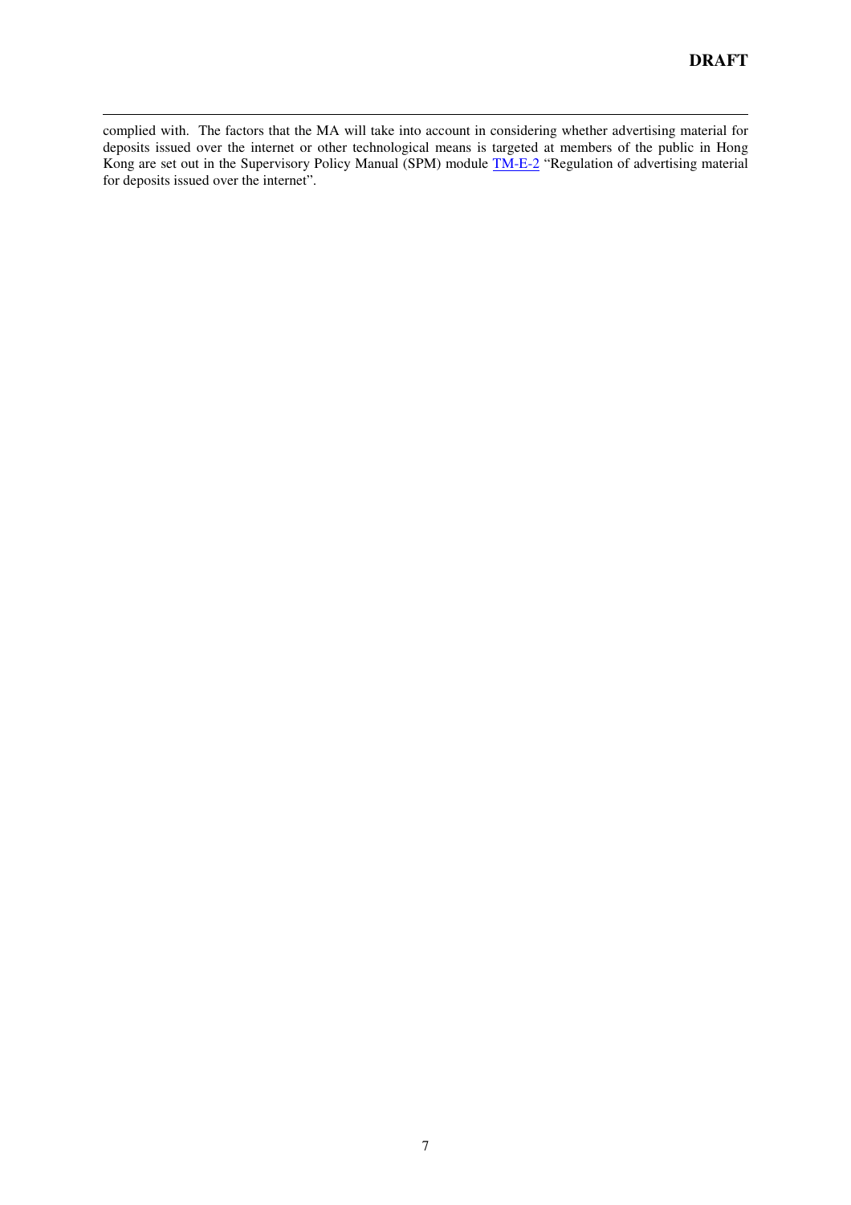complied with. The factors that the MA will take into account in considering whether advertising material for deposits issued over the internet or other technological means is targeted at members of the public in Hong Kong are set out in the Supervisory Policy Manual (SPM) module TM-E-2 "Regulation of advertising material for deposits issued over the internet".